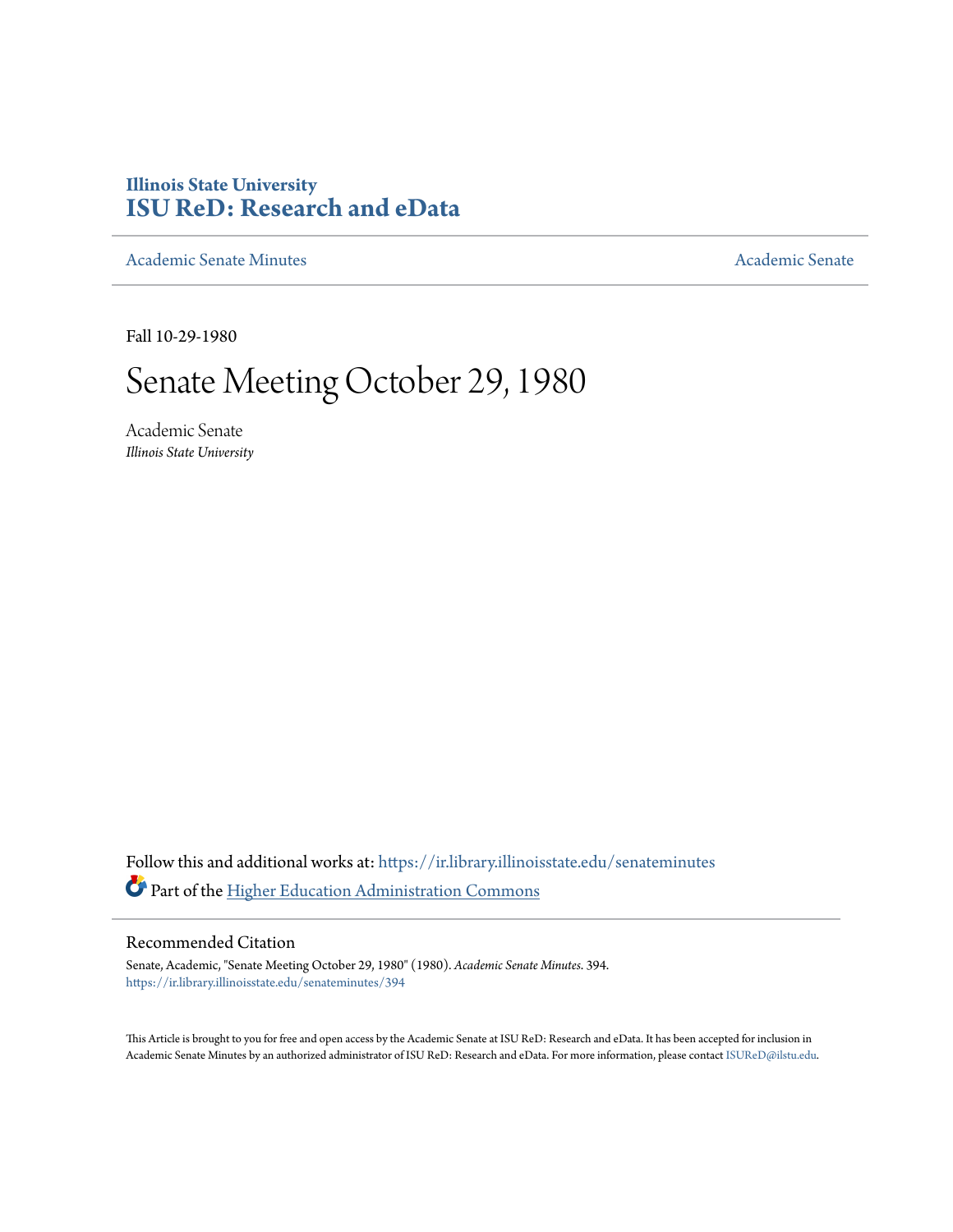Illinois State University
# ISU ReD: Research and eData

Academic Senate Minutes | Academic Senate

Fall 10-29-1980

# Senate Meeting October 29, 1980

Academic Senate
*Illinois State University*

Follow this and additional works at: https://ir.library.illinoisstate.edu/senateminutes

Part of the Higher Education Administration Commons

## Recommended Citation

Senate, Academic, "Senate Meeting October 29, 1980" (1980). *Academic Senate Minutes*. 394.
https://ir.library.illinoisstate.edu/senateminutes/394

This Article is brought to you for free and open access by the Academic Senate at ISU ReD: Research and eData. It has been accepted for inclusion in Academic Senate Minutes by an authorized administrator of ISU ReD: Research and eData. For more information, please contact ISUReD@ilstu.edu.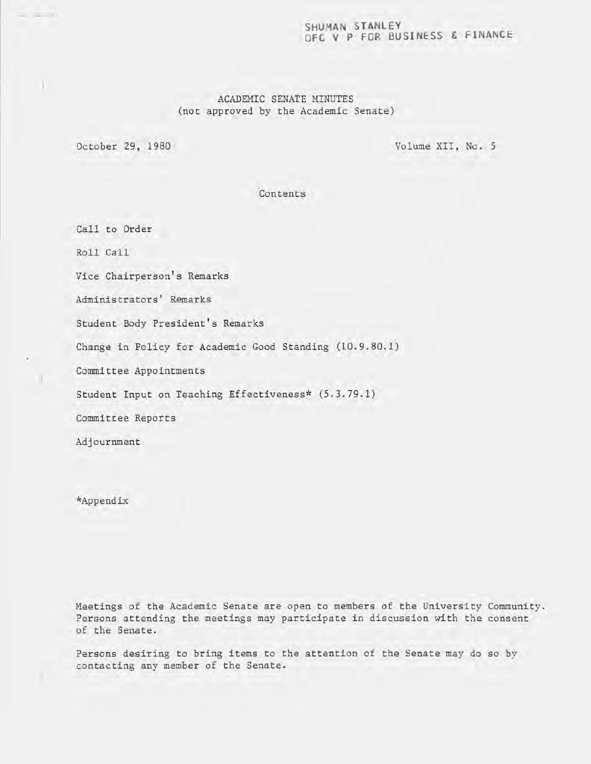SHUMAN STANLEY
OFC V P FOR BUSINESS & FINANCE

# ACADEMIC SENATE MINUTES
(not approved by the Academic Senate)

October 29, 1980 — Volume XII, No. 5

## Contents

Call to Order

Roll Call

Vice Chairperson's Remarks

Administrators' Remarks

Student Body President's Remarks

Change in Policy for Academic Good Standing (10.9.80.1)

Committee Appointments

Student Input on Teaching Effectiveness* (5.3.79.1)

Committee Reports

Adjournment

*Appendix

Meetings of the Academic Senate are open to members of the University Community. Persons attending the meetings may participate in discussion with the consent of the Senate.

Persons desiring to bring items to the attention of the Senate may do so by contacting any member of the Senate.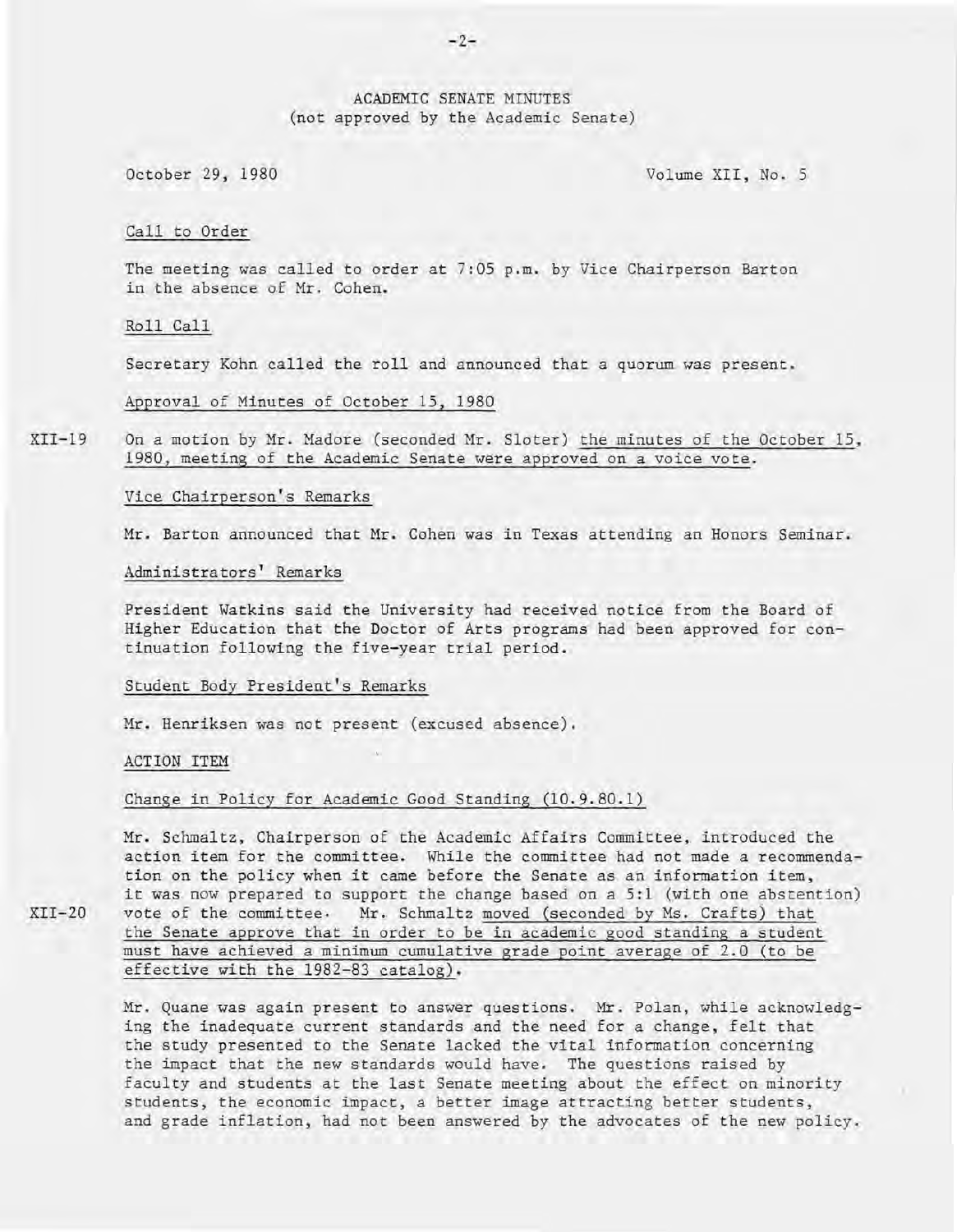# ACADEMIC SENATE MINUTES
(not approved by the Academic Senate)

October 29, 1980 — Volume XII, No. 5

## Call to Order

The meeting was called to order at 7:05 p.m. by Vice Chairperson Barton in the absence of Mr. Cohen.

## Roll Call

Secretary Kohn called the roll and announced that a quorum was present.

## Approval of Minutes of October 15, 1980

XII-19 On a motion by Mr. Madore (seconded Mr. Sloter) the minutes of the October 15, 1980, meeting of the Academic Senate were approved on a voice vote.

## Vice Chairperson's Remarks

Mr. Barton announced that Mr. Cohen was in Texas attending an Honors Seminar.

## Administrators' Remarks

President Watkins said the University had received notice from the Board of Higher Education that the Doctor of Arts programs had been approved for continuation following the five-year trial period.

## Student Body President's Remarks

Mr. Henriksen was not present (excused absence).

## ACTION ITEM

### Change in Policy for Academic Good Standing (10.9.80.1)

XII-20 Mr. Schmaltz, Chairperson of the Academic Affairs Committee, introduced the action item for the committee. While the committee had not made a recommendation on the policy when it came before the Senate as an information item, it was now prepared to support the change based on a 5:1 (with one abstention) vote of the committee. Mr. Schmaltz moved (seconded by Ms. Crafts) that the Senate approve that in order to be in academic good standing a student must have achieved a minimum cumulative grade point average of 2.0 (to be effective with the 1982-83 catalog).

Mr. Quane was again present to answer questions. Mr. Polan, while acknowledging the inadequate current standards and the need for a change, felt that the study presented to the Senate lacked the vital information concerning the impact that the new standards would have. The questions raised by faculty and students at the last Senate meeting about the effect on minority students, the economic impact, a better image attracting better students, and grade inflation, had not been answered by the advocates of the new policy.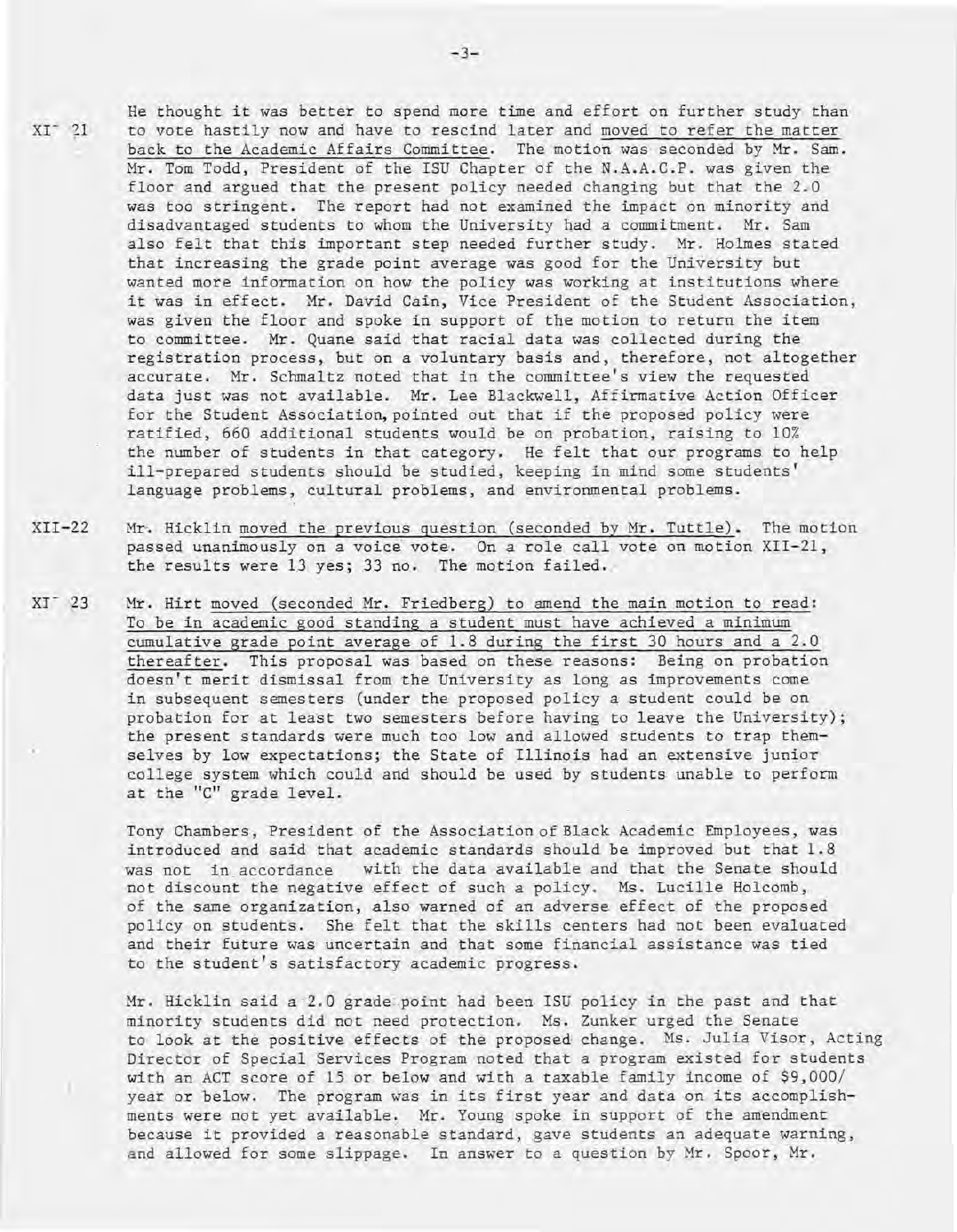XII-21 He thought it was better to spend more time and effort on further study than to vote hastily now and have to rescind later and moved to refer the matter back to the Academic Affairs Committee. The motion was seconded by Mr. Sam. Mr. Tom Todd, President of the ISU Chapter of the N.A.A.C.P. was given the floor and argued that the present policy needed changing but that the 2.0 was too stringent. The report had not examined the impact on minority and disadvantaged students to whom the University had a commitment. Mr. Sam also felt that this important step needed further study. Mr. Holmes stated that increasing the grade point average was good for the University but wanted more information on how the policy was working at institutions where it was in effect. Mr. David Cain, Vice President of the Student Association, was given the floor and spoke in support of the motion to return the item to committee. Mr. Quane said that racial data was collected during the registration process, but on a voluntary basis and, therefore, not altogether accurate. Mr. Schmaltz noted that in the committee's view the requested data just was not available. Mr. Lee Blackwell, Affirmative Action Officer for the Student Association, pointed out that if the proposed policy were ratified, 660 additional students would be on probation, raising to 10% the number of students in that category. He felt that our programs to help ill-prepared students should be studied, keeping in mind some students' language problems, cultural problems, and environmental problems.

XII-22 Mr. Hicklin moved the previous question (seconded by Mr. Tuttle). The motion passed unanimously on a voice vote. On a role call vote on motion XII-21, the results were 13 yes; 33 no. The motion failed.

XII-23 Mr. Hirt moved (seconded Mr. Friedberg) to amend the main motion to read: To be in academic good standing a student must have achieved a minimum cumulative grade point average of 1.8 during the first 30 hours and a 2.0 thereafter. This proposal was based on these reasons: Being on probation doesn't merit dismissal from the University as long as improvements come in subsequent semesters (under the proposed policy a student could be on probation for at least two semesters before having to leave the University); the present standards were much too low and allowed students to trap themselves by low expectations; the State of Illinois had an extensive junior college system which could and should be used by students unable to perform at the "C" grade level.

Tony Chambers, President of the Association of Black Academic Employees, was introduced and said that academic standards should be improved but that 1.8 was not in accordance with the data available and that the Senate should not discount the negative effect of such a policy. Ms. Lucille Holcomb, of the same organization, also warned of an adverse effect of the proposed policy on students. She felt that the skills centers had not been evaluated and their future was uncertain and that some financial assistance was tied to the student's satisfactory academic progress.

Mr. Hicklin said a 2.0 grade point had been ISU policy in the past and that minority students did not need protection. Ms. Zunker urged the Senate to look at the positive effects of the proposed change. Ms. Julia Visor, Acting Director of Special Services Program noted that a program existed for students with an ACT score of 15 or below and with a taxable family income of $9,000/year or below. The program was in its first year and data on its accomplishments were not yet available. Mr. Young spoke in support of the amendment because it provided a reasonable standard, gave students an adequate warning, and allowed for some slippage. In answer to a question by Mr. Spoor, Mr.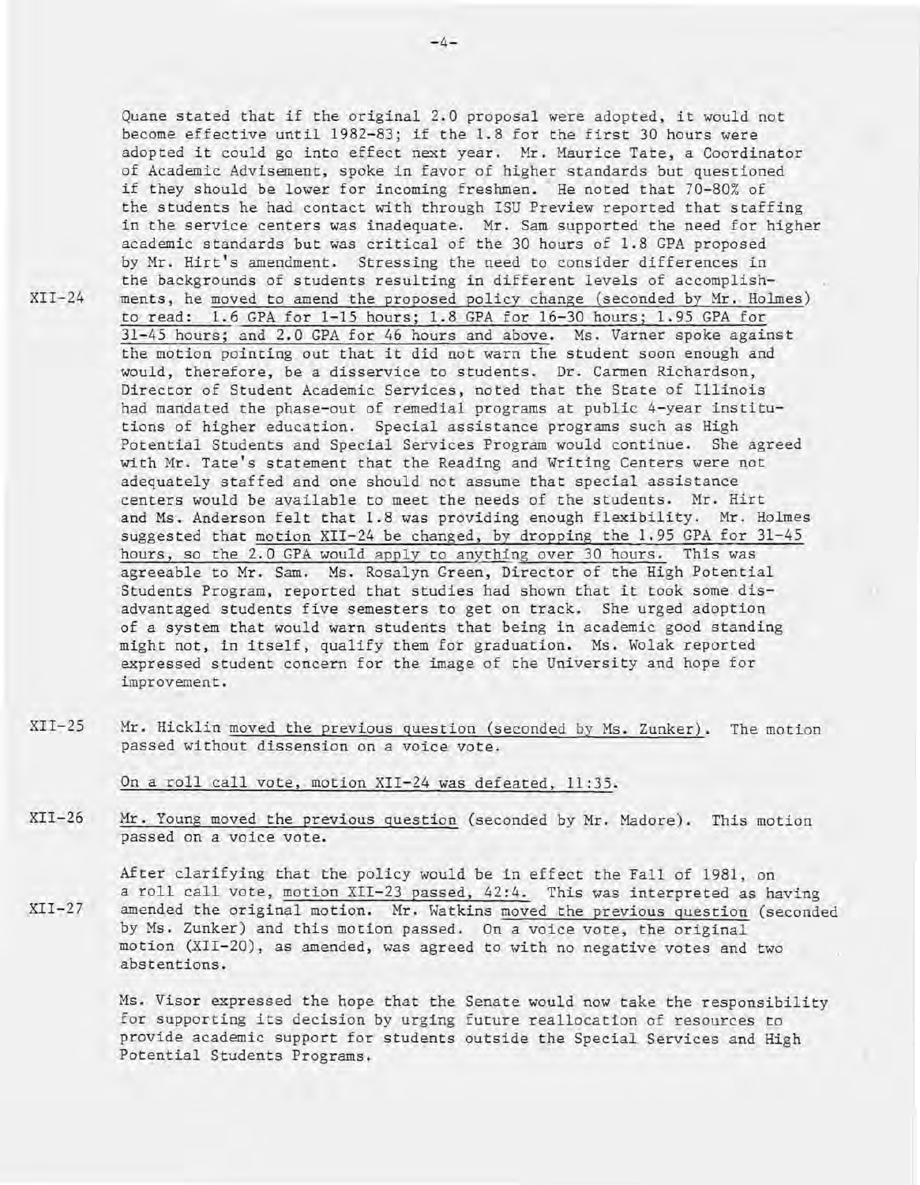Quane stated that if the original 2.0 proposal were adopted, it would not become effective until 1982-83; if the 1.8 for the first 30 hours were adopted it could go into effect next year. Mr. Maurice Tate, a Coordinator of Academic Advisement, spoke in favor of higher standards but questioned if they should be lower for incoming freshmen. He noted that 70-80% of the students he had contact with through ISU Preview reported that staffing in the service centers was inadequate. Mr. Sam supported the need for higher academic standards but was critical of the 30 hours of 1.8 GPA proposed by Mr. Hirt's amendment. Stressing the need to consider differences in the backgrounds of students resulting in different levels of accomplishments, he moved to amend the proposed policy change (seconded by Mr. Holmes) to read: 1.6 GPA for 1-15 hours; 1.8 GPA for 16-30 hours; 1.95 GPA for 31-45 hours; and 2.0 GPA for 46 hours and above. Ms. Varner spoke against the motion pointing out that it did not warn the student soon enough and would, therefore, be a disservice to students. Dr. Carmen Richardson, Director of Student Academic Services, noted that the State of Illinois had mandated the phase-out of remedial programs at public 4-year institutions of higher education. Special assistance programs such as High Potential Students and Special Services Program would continue. She agreed with Mr. Tate's statement that the Reading and Writing Centers were not adequately staffed and one should not assume that special assistance centers would be available to meet the needs of the students. Mr. Hirt and Ms. Anderson felt that 1.8 was providing enough flexibility. Mr. Holmes suggested that motion XII-24 be changed, by dropping the 1.95 GPA for 31-45 hours, so the 2.0 GPA would apply to anything over 30 hours. This was agreeable to Mr. Sam. Ms. Rosalyn Green, Director of the High Potential Students Program, reported that studies had shown that it took some disadvantaged students five semesters to get on track. She urged adoption of a system that would warn students that being in academic good standing might not, in itself, qualify them for graduation. Ms. Wolak reported expressed student concern for the image of the University and hope for improvement.

XII-24

XII-25 Mr. Hicklin moved the previous question (seconded by Ms. Zunker). The motion passed without dissension on a voice vote.

On a roll call vote, motion XII-24 was defeated, 11:35.

XII-26 Mr. Young moved the previous question (seconded by Mr. Madore). This motion passed on a voice vote.

After clarifying that the policy would be in effect the Fall of 1981, on a roll call vote, motion XII-23 passed, 42:4. This was interpreted as having amended the original motion. Mr. Watkins moved the previous question (seconded by Ms. Zunker) and this motion passed. On a voice vote, the original motion (XII-20), as amended, was agreed to with no negative votes and two abstentions.

XII-27

Ms. Visor expressed the hope that the Senate would now take the responsibility for supporting its decision by urging future reallocation of resources to provide academic support for students outside the Special Services and High Potential Students Programs.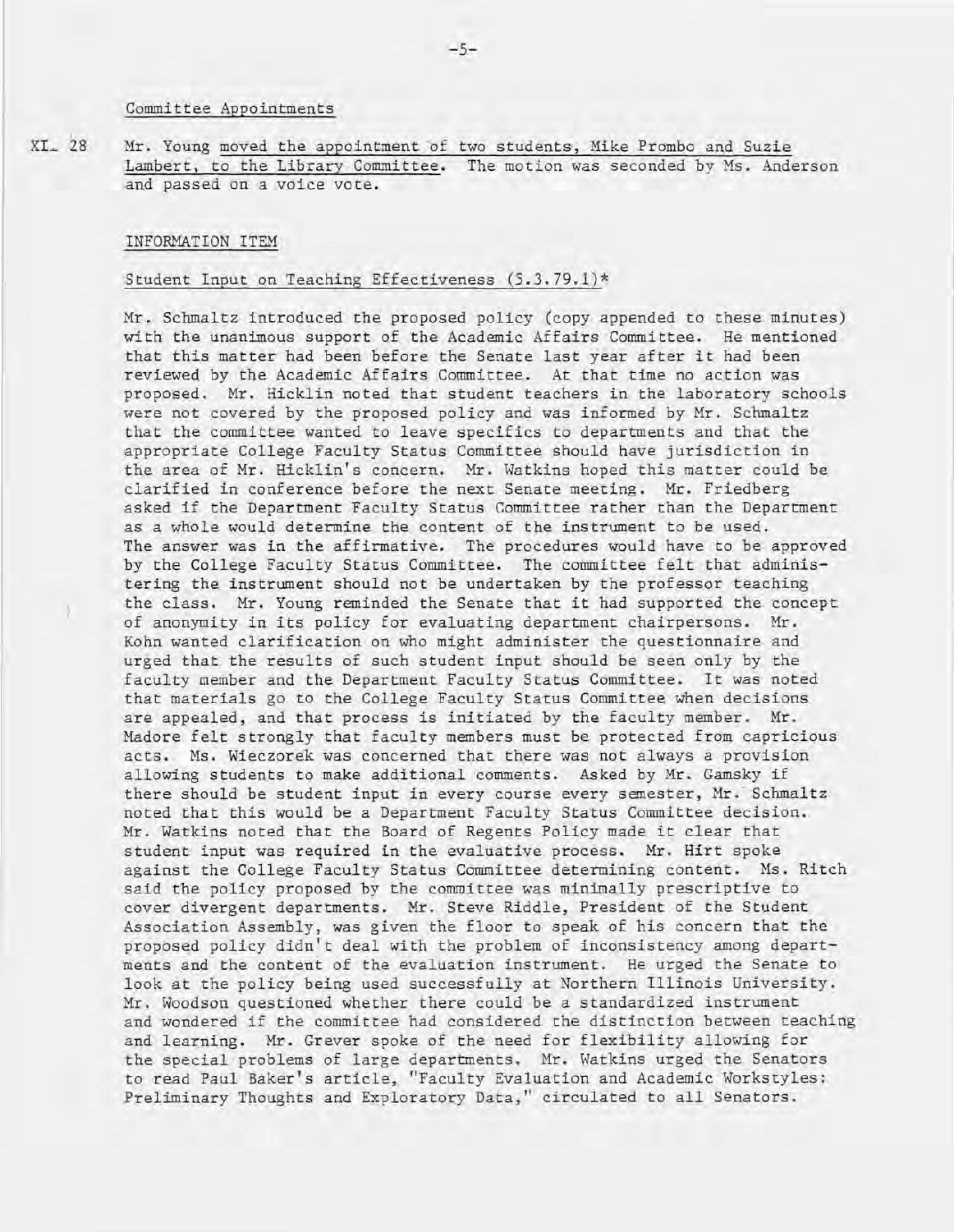Committee Appointments

XI. 28 Mr. Young moved the appointment of two students, Mike Prombo and Suzie Lambert, to the Library Committee. The motion was seconded by Ms. Anderson and passed on a voice vote.

INFORMATION ITEM

Student Input on Teaching Effectiveness (5.3.79.1)*

Mr. Schmaltz introduced the proposed policy (copy appended to these minutes) with the unanimous support of the Academic Affairs Committee. He mentioned that this matter had been before the Senate last year after it had been reviewed by the Academic Affairs Committee. At that time no action was proposed. Mr. Hicklin noted that student teachers in the laboratory schools were not covered by the proposed policy and was informed by Mr. Schmaltz that the committee wanted to leave specifics to departments and that the appropriate College Faculty Status Committee should have jurisdiction in the area of Mr. Hicklin's concern. Mr. Watkins hoped this matter could be clarified in conference before the next Senate meeting. Mr. Friedberg asked if the Department Faculty Status Committee rather than the Department as a whole would determine the content of the instrument to be used. The answer was in the affirmative. The procedures would have to be approved by the College Faculty Status Committee. The committee felt that administering the instrument should not be undertaken by the professor teaching the class. Mr. Young reminded the Senate that it had supported the concept of anonymity in its policy for evaluating department chairpersons. Mr. Kohn wanted clarification on who might administer the questionnaire and urged that the results of such student input should be seen only by the faculty member and the Department Faculty Status Committee. It was noted that materials go to the College Faculty Status Committee when decisions are appealed, and that process is initiated by the faculty member. Mr. Madore felt strongly that faculty members must be protected from capricious acts. Ms. Wieczorek was concerned that there was not always a provision allowing students to make additional comments. Asked by Mr. Gamsky if there should be student input in every course every semester, Mr. Schmaltz noted that this would be a Department Faculty Status Committee decision. Mr. Watkins noted that the Board of Regents Policy made it clear that student input was required in the evaluative process. Mr. Hirt spoke against the College Faculty Status Committee determining content. Ms. Ritch said the policy proposed by the committee was minimally prescriptive to cover divergent departments. Mr. Steve Riddle, President of the Student Association Assembly, was given the floor to speak of his concern that the proposed policy didn't deal with the problem of inconsistency among departments and the content of the evaluation instrument. He urged the Senate to look at the policy being used successfully at Northern Illinois University. Mr. Woodson questioned whether there could be a standardized instrument and wondered if the committee had considered the distinction between teaching and learning. Mr. Grever spoke of the need for flexibility allowing for the special problems of large departments. Mr. Watkins urged the Senators to read Paul Baker's article, "Faculty Evaluation and Academic Workstyles: Preliminary Thoughts and Exploratory Data," circulated to all Senators.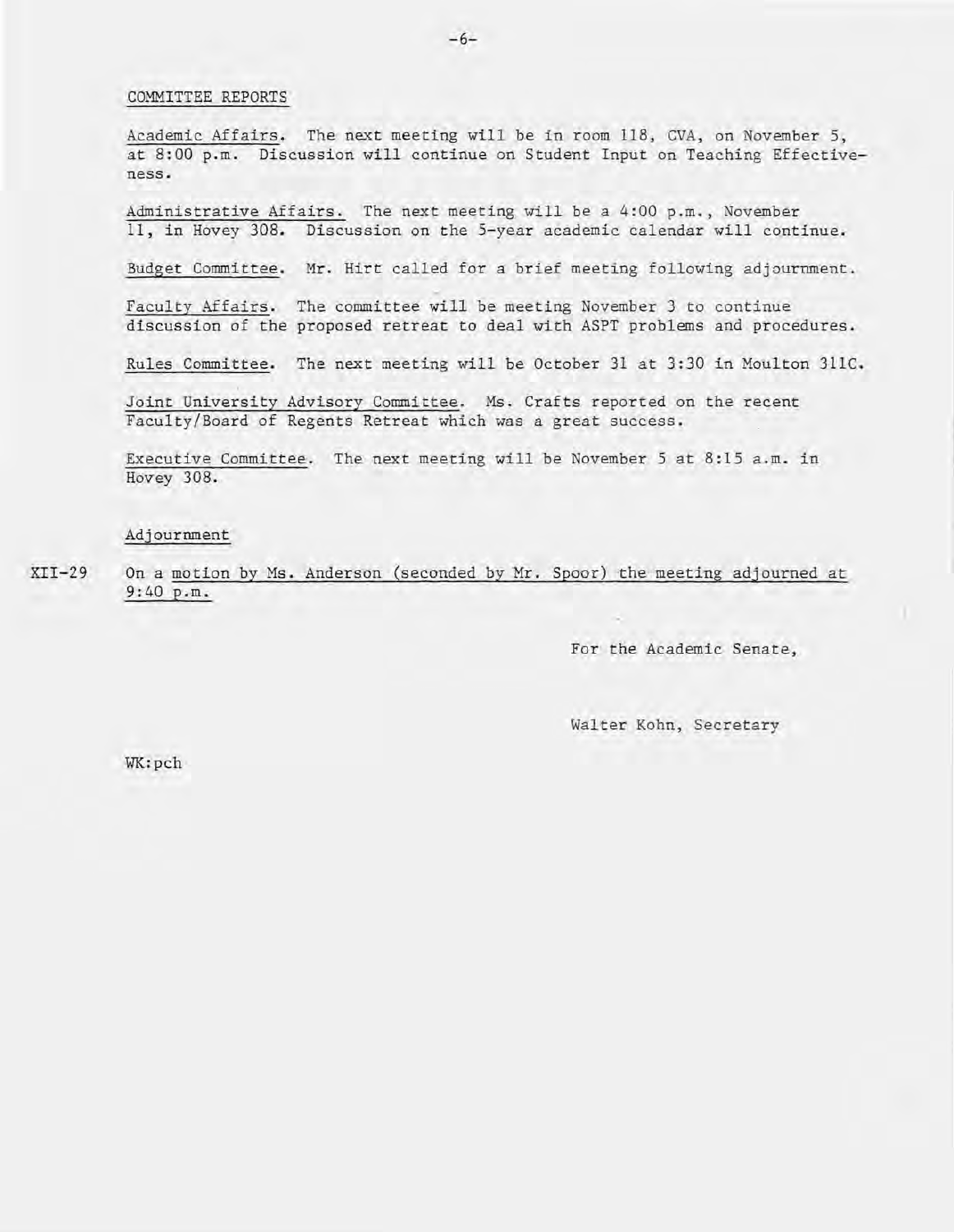COMMITTEE REPORTS

Academic Affairs. The next meeting will be in room 118, CVA, on November 5, at 8:00 p.m. Discussion will continue on Student Input on Teaching Effectiveness.

Administrative Affairs. The next meeting will be a 4:00 p.m., November 11, in Hovey 308. Discussion on the 5-year academic calendar will continue.

Budget Committee. Mr. Hirt called for a brief meeting following adjournment.

Faculty Affairs. The committee will be meeting November 3 to continue discussion of the proposed retreat to deal with ASPT problems and procedures.

Rules Committee. The next meeting will be October 31 at 3:30 in Moulton 311C.

Joint University Advisory Committee. Ms. Crafts reported on the recent Faculty/Board of Regents Retreat which was a great success.

Executive Committee. The next meeting will be November 5 at 8:15 a.m. in Hovey 308.

Adjournment

XII-29 On a motion by Ms. Anderson (seconded by Mr. Spoor) the meeting adjourned at 9:40 p.m.

For the Academic Senate,

Walter Kohn, Secretary

WK:pch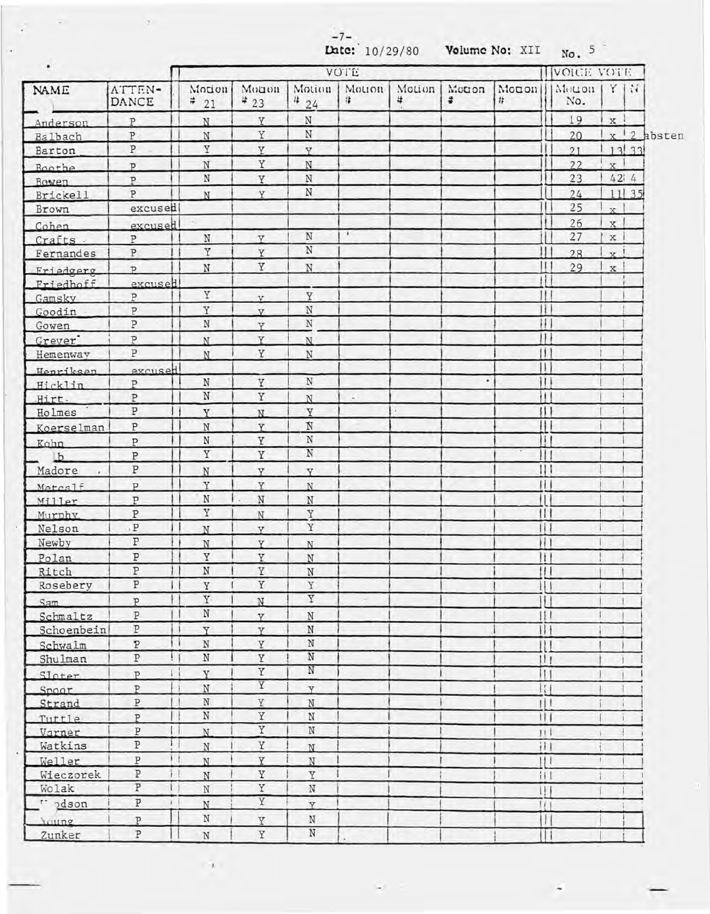Date: 10/29/80 Volume No: XII No. 5

| NAME | ATTEN-DANCE | VOTE | | | | | | | VOICE VOTE | | |
|---|---|---|---|---|---|---|---|---|---|---|---|
| | | Motion # 21 | Motion # 23 | Motion # 24 | Motion # | Motion # | Motion # | Motion # | Motion No. | Y | N |
| Anderson | P | N | Y | N | | | | | 19 | x | |
| Balbach | P | N | Y | N | | | | | 20 | x | 2 absten |
| Barton | P | Y | Y | Y | | | | | 21 | 13 | 33 |
| Boothe | P | N | Y | N | | | | | 22 | x | |
| Bowen | P | N | Y | N | | | | | 23 | 42 | 4 |
| Brickell | P | N | Y | N | | | | | 24 | 11 | 35 |
| Brown | excused | | | | | | | | 25 | x | |
| Cohen | excused | | | | | | | | 26 | x | |
| Crafts | P | N | Y | N | | | | | 27 | x | |
| Fernandes | P | Y | Y | N | | | | | 28 | x | |
| Friedgerg | P | N | Y | N | | | | | 29 | x | |
| Friedhoff | excused | | | | | | | | | | |
| Gamsky | P | Y | Y | Y | | | | | | | |
| Goodin | P | Y | Y | N | | | | | | | |
| Gowen | P | N | Y | N | | | | | | | |
| Grever | P | N | Y | N | | | | | | | |
| Hemenway | P | N | Y | N | | | | | | | |
| Henriksen | excused | | | | | | | | | | |
| Hicklin | P | N | Y | N | | | | | | | |
| Hirt | P | N | Y | N | | | | | | | |
| Holmes | P | Y | N | Y | | | | | | | |
| Koerselman | P | N | Y | N | | | | | | | |
| Kohn | P | N | Y | N | | | | | | | |
| b | P | Y | Y | N | | | | | | | |
| Madore | P | N | Y | Y | | | | | | | |
| Metcalf | P | Y | Y | N | | | | | | | |
| Miller | P | N | N | N | | | | | | | |
| Murphy | P | Y | N | Y | | | | | | | |
| Nelson | P | N | Y | Y | | | | | | | |
| Newby | P | N | Y | N | | | | | | | |
| Polan | P | Y | Y | N | | | | | | | |
| Ritch | P | N | Y | N | | | | | | | |
| Rosebery | P | Y | Y | Y | | | | | | | |
| Sam | P | Y | N | Y | | | | | | | |
| Schmaltz | P | N | Y | N | | | | | | | |
| Schoenbein | P | Y | Y | N | | | | | | | |
| Schwalm | P | N | Y | N | | | | | | | |
| Shulman | P | N | Y | N | | | | | | | |
| Sloter | P | Y | Y | N | | | | | | | |
| Spoor | P | N | Y | Y | | | | | | | |
| Strand | P | N | Y | N | | | | | | | |
| Tuttle | P | N | Y | N | | | | | | | |
| Varner | P | N | Y | N | | | | | | | |
| Watkins | P | N | Y | N | | | | | | | |
| Weller | P | N | Y | N | | | | | | | |
| Wieczorek | P | N | Y | Y | | | | | | | |
| Wolak | P | N | Y | N | | | | | | | |
| odson | P | N | Y | Y | | | | | | | |
| Young | P | N | Y | N | | | | | | | |
| Zunker | P | N | Y | N | | | | | | | |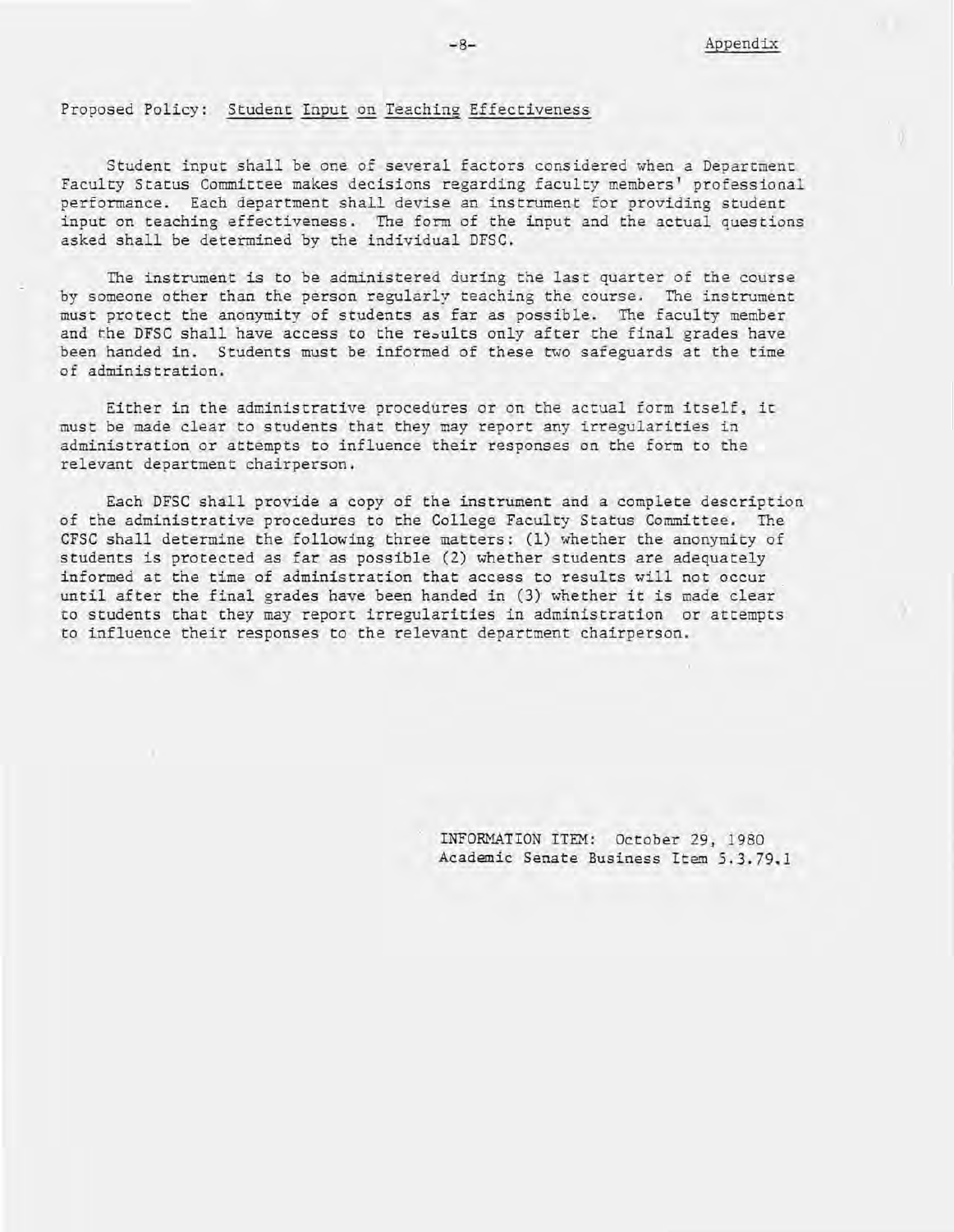Appendix

Proposed Policy: Student Input on Teaching Effectiveness

Student input shall be one of several factors considered when a Department Faculty Status Committee makes decisions regarding faculty members' professional performance. Each department shall devise an instrument for providing student input on teaching effectiveness. The form of the input and the actual questions asked shall be determined by the individual DFSC.

The instrument is to be administered during the last quarter of the course by someone other than the person regularly teaching the course. The instrument must protect the anonymity of students as far as possible. The faculty member and the DFSC shall have access to the results only after the final grades have been handed in. Students must be informed of these two safeguards at the time of administration.

Either in the administrative procedures or on the actual form itself, it must be made clear to students that they may report any irregularities in administration or attempts to influence their responses on the form to the relevant department chairperson.

Each DFSC shall provide a copy of the instrument and a complete description of the administrative procedures to the College Faculty Status Committee. The CFSC shall determine the following three matters: (1) whether the anonymity of students is protected as far as possible (2) whether students are adequately informed at the time of administration that access to results will not occur until after the final grades have been handed in (3) whether it is made clear to students that they may report irregularities in administration or attempts to influence their responses to the relevant department chairperson.

INFORMATION ITEM: October 29, 1980
Academic Senate Business Item 5.3.79.1